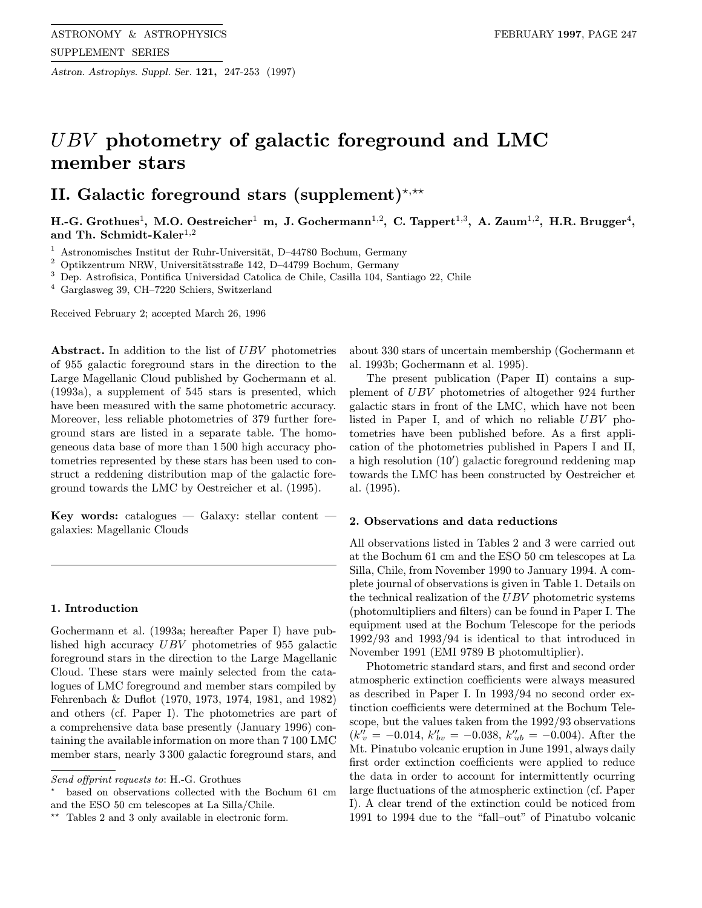# $UBV$ photometry of galactic foreground and LMC member stars

## II. Galactic foreground stars (supplement)[⋆,⋆⋆]

**H.-G. Grothues[1], M.O. Oestreicher[1] m, J. Gochermann[1,2], C. Tappert[1,3], A. Zaum[1,2], H.R. Brugger[4], and Th. Schmidt-Kaler[1,2]**

[1] Astronomisches Institut der Ruhr-Universität, D–44780 Bochum, Germany
[2] Optikzentrum NRW, Universitätsstraße 142, D–44799 Bochum, Germany
[3] Dep. Astrofisica, Pontifica Universidad Catolica de Chile, Casilla 104, Santiago 22, Chile
[4] Garglasweg 39, CH–7220 Schiers, Switzerland

Received February 2; accepted March 26, 1996

**Abstract.** In addition to the list of $UBV$ photometries of 955 galactic foreground stars in the direction to the Large Magellanic Cloud published by Gochermann et al. (1993a), a supplement of 545 stars is presented, which have been measured with the same photometric accuracy. Moreover, less reliable photometries of 379 further foreground stars are listed in a separate table. The homogeneous data base of more than 1 500 high accuracy photometries represented by these stars has been used to construct a reddening distribution map of the galactic foreground towards the LMC by Oestreicher et al. (1995).

**Key words:** catalogues — Galaxy: stellar content — galaxies: Magellanic Clouds

### 1. Introduction

Gochermann et al. (1993a; hereafter Paper I) have published high accuracy $UBV$ photometries of 955 galactic foreground stars in the direction to the Large Magellanic Cloud. These stars were mainly selected from the catalogues of LMC foreground and member stars compiled by Fehrenbach & Duflot (1970, 1973, 1974, 1981, and 1982) and others (cf. Paper I). The photometries are part of a comprehensive data base presently (January 1996) containing the available information on more than 7 100 LMC member stars, nearly 3 300 galactic foreground stars, and about 330 stars of uncertain membership (Gochermann et al. 1993b; Gochermann et al. 1995).

The present publication (Paper II) contains a supplement of $UBV$ photometries of altogether 924 further galactic stars in front of the LMC, which have not been listed in Paper I, and of which no reliable $UBV$ photometries have been published before. As a first application of the photometries published in Papers I and II, a high resolution (10′) galactic foreground reddening map towards the LMC has been constructed by Oestreicher et al. (1995).

### 2. Observations and data reductions

All observations listed in Tables 2 and 3 were carried out at the Bochum 61 cm and the ESO 50 cm telescopes at La Silla, Chile, from November 1990 to January 1994. A complete journal of observations is given in Table 1. Details on the technical realization of the $UBV$ photometric systems (photomultipliers and filters) can be found in Paper I. The equipment used at the Bochum Telescope for the periods 1992/93 and 1993/94 is identical to that introduced in November 1991 (EMI 9789 B photomultiplier).

Photometric standard stars, and first and second order atmospheric extinction coefficients were always measured as described in Paper I. In 1993/94 no second order extinction coefficients were determined at the Bochum Telescope, but the values taken from the 1992/93 observations ($k''_v = -0.014$, $k''_{bv} = -0.038$, $k''_{ub} = -0.004$). After the Mt. Pinatubo volcanic eruption in June 1991, always daily first order extinction coefficients were applied to reduce the data in order to account for intermittently ocurring large fluctuations of the atmospheric extinction (cf. Paper I). A clear trend of the extinction could be noticed from 1991 to 1994 due to the "fall–out" of Pinatubo volcanic

---

Send offprint requests to: H.-G. Grothues

⋆ based on observations collected with the Bochum 61 cm and the ESO 50 cm telescopes at La Silla/Chile.

⋆⋆ Tables 2 and 3 only available in electronic form.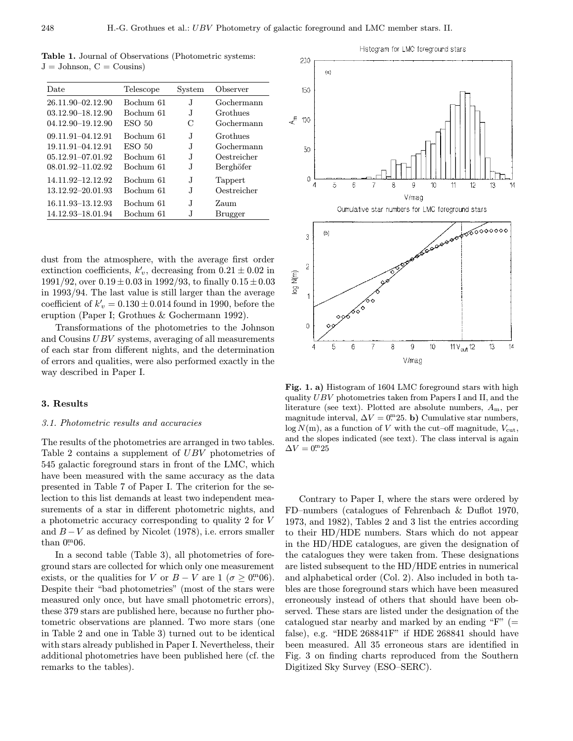**Table 1.** Journal of Observations (Photometric systems: J = Johnson, C = Cousins)

| Date | Telescope | System | Observer |
|---|---|---|---|
| 26.11.90–02.12.90 | Bochum 61 | J | Gochermann |
| 03.12.90–18.12.90 | Bochum 61 | J | Grothues |
| 04.12.90–19.12.90 | ESO 50 | C | Gochermann |
| 09.11.91–04.12.91 | Bochum 61 | J | Grothues |
| 19.11.91–04.12.91 | ESO 50 | J | Gochermann |
| 05.12.91–07.01.92 | Bochum 61 | J | Oestreicher |
| 08.01.92–11.02.92 | Bochum 61 | J | Berghöfer |
| 14.11.92–12.12.92 | Bochum 61 | J | Tappert |
| 13.12.92–20.01.93 | Bochum 61 | J | Oestreicher |
| 16.11.93–13.12.93 | Bochum 61 | J | Zaum |
| 14.12.93–18.01.94 | Bochum 61 | J | Brugger |

dust from the atmosphere, with the average first order extinction coefficients, $k'_v$, decreasing from $0.21 \pm 0.02$ in 1991/92, over $0.19 \pm 0.03$ in 1992/93, to finally $0.15 \pm 0.03$ in 1993/94. The last value is still larger than the average coefficient of $k'_v = 0.130 \pm 0.014$ found in 1990, before the eruption (Paper I; Grothues & Gochermann 1992).

Transformations of the photometries to the Johnson and Cousins $UBV$ systems, averaging of all measurements of each star from different nights, and the determination of errors and qualities, were also performed exactly in the way described in Paper I.

**Fig. 1. a)** Histogram of 1604 LMC foreground stars with high quality $UBV$ photometries taken from Papers I and II, and the literature (see text). Plotted are absolute numbers, $A_{\rm m}$, per magnitude interval, $\Delta V = 0\overset{\rm m}{.}25$. **b)** Cumulative star numbers, $\log N({\rm m})$, as a function of $V$ with the cut–off magnitude, $V_{\rm cut}$, and the slopes indicated (see text). The class interval is again $\Delta V = 0\overset{\rm m}{.}25$

## 3. Results

### 3.1. Photometric results and accuracies

The results of the photometries are arranged in two tables. Table 2 contains a supplement of $UBV$ photometries of 545 galactic foreground stars in front of the LMC, which have been measured with the same accuracy as the data presented in Table 7 of Paper I. The criterion for the selection to this list demands at least two independent measurements of a star in different photometric nights, and a photometric accuracy corresponding to quality 2 for $V$ and $B-V$ as defined by Nicolet (1978), i.e. errors smaller than $0\overset{\rm m}{.}06$.

In a second table (Table 3), all photometries of foreground stars are collected for which only one measurement exists, or the qualities for $V$ or $B-V$ are 1 ($\sigma \geq 0\overset{\rm m}{.}06$). Despite their "bad photometries" (most of the stars were measured only once, but have small photometric errors), these 379 stars are published here, because no further photometric observations are planned. Two more stars (one in Table 2 and one in Table 3) turned out to be identical with stars already published in Paper I. Nevertheless, their additional photometries have been published here (cf. the remarks to the tables).

Contrary to Paper I, where the stars were ordered by FD–numbers (catalogues of Fehrenbach & Duflot 1970, 1973, and 1982), Tables 2 and 3 list the entries according to their HD/HDE numbers. Stars which do not appear in the HD/HDE catalogues, are given the designation of the catalogues they were taken from. These designations are listed subsequent to the HD/HDE entries in numerical and alphabetical order (Col. 2). Also included in both tables are those foreground stars which have been measured erroneously instead of others that should have been observed. These stars are listed under the designation of the catalogued star nearby and marked by an ending "F" (= false), e.g. "HDE 268841F" if HDE 268841 should have been measured. All 35 erroneous stars are identified in Fig. 3 on finding charts reproduced from the Southern Digitized Sky Survey (ESO–SERC).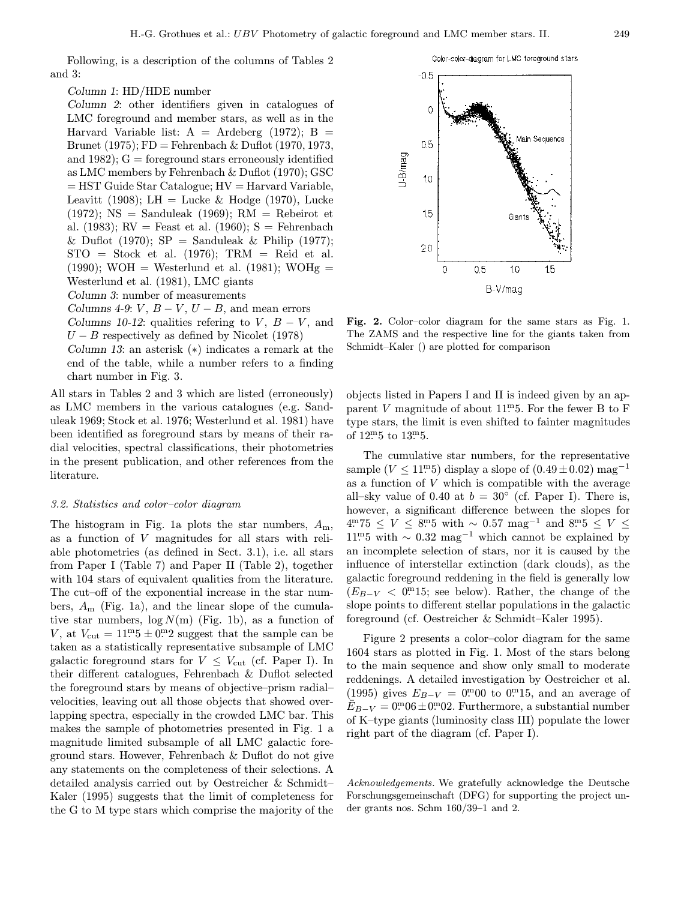Following, is a description of the columns of Tables 2 and 3:

*Column 1*: HD/HDE number

*Column 2*: other identifiers given in catalogues of LMC foreground and member stars, as well as in the Harvard Variable list: A = Ardeberg (1972); B = Brunet (1975); FD = Fehrenbach & Duflot (1970, 1973, and 1982); G = foreground stars erroneously identified as LMC members by Fehrenbach & Duflot (1970); GSC = HST Guide Star Catalogue; HV = Harvard Variable, Leavitt (1908); LH = Lucke & Hodge (1970), Lucke (1972); NS = Sanduleak (1969); RM = Rebeirot et al. (1983); RV = Feast et al. (1960); S = Fehrenbach & Duflot (1970); SP = Sanduleak & Philip (1977); STO = Stock et al. (1976); TRM = Reid et al. (1990); WOH = Westerlund et al. (1981); WOHg = Westerlund et al. (1981), LMC giants

*Column 3*: number of measurements

*Columns 4-9*: $V$, $B-V$, $U-B$, and mean errors

*Columns 10-12*: qualities refering to $V$, $B-V$, and $U-B$ respectively as defined by Nicolet (1978)

*Column 13*: an asterisk (*) indicates a remark at the end of the table, while a number refers to a finding chart number in Fig. 3.

All stars in Tables 2 and 3 which are listed (erroneously) as LMC members in the various catalogues (e.g. Sanduleak 1969; Stock et al. 1976; Westerlund et al. 1981) have been identified as foreground stars by means of their radial velocities, spectral classifications, their photometries in the present publication, and other references from the literature.

### 3.2. Statistics and color–color diagram

The histogram in Fig. 1a plots the star numbers, $A_{\rm m}$, as a function of $V$ magnitudes for all stars with reliable photometries (as defined in Sect. 3.1), i.e. all stars from Paper I (Table 7) and Paper II (Table 2), together with 104 stars of equivalent qualities from the literature. The cut–off of the exponential increase in the star numbers, $A_{\rm m}$ (Fig. 1a), and the linear slope of the cumulative star numbers, $\log N({\rm m})$ (Fig. 1b), as a function of $V$, at $V_{\rm cut} = 11\overset{\rm m}{.}5 \pm 0\overset{\rm m}{.}2$ suggest that the sample can be taken as a statistically representative subsample of LMC galactic foreground stars for $V \leq V_{\rm cut}$ (cf. Paper I). In their different catalogues, Fehrenbach & Duflot selected the foreground stars by means of objective–prism radial–velocities, leaving out all those objects that showed overlapping spectra, especially in the crowded LMC bar. This makes the sample of photometries presented in Fig. 1 a magnitude limited subsample of all LMC galactic foreground stars. However, Fehrenbach & Duflot do not give any statements on the completeness of their selections. A detailed analysis carried out by Oestreicher & Schmidt–Kaler (1995) suggests that the limit of completeness for the G to M type stars which comprise the majority of the objects listed in Papers I and II is indeed given by an apparent $V$ magnitude of about $11\overset{\rm m}{.}5$. For the fewer B to F type stars, the limit is even shifted to fainter magnitudes of $12\overset{\rm m}{.}5$ to $13\overset{\rm m}{.}5$.

The cumulative star numbers, for the representative sample ($V \leq 11\overset{\rm m}{.}5$) display a slope of $(0.49 \pm 0.02)$ mag$^{-1}$ as a function of $V$ which is compatible with the average all–sky value of 0.40 at $b = 30°$ (cf. Paper I). There is, however, a significant difference between the slopes for $4\overset{\rm m}{.}75 \leq V \leq 8\overset{\rm m}{.}5$ with $\sim 0.57$ mag$^{-1}$ and $8\overset{\rm m}{.}5 \leq V \leq 11\overset{\rm m}{.}5$ with $\sim 0.32$ mag$^{-1}$ which cannot be explained by an incomplete selection of stars, nor it is caused by the influence of interstellar extinction (dark clouds), as the galactic foreground reddening in the field is generally low ($E_{B-V} < 0\overset{\rm m}{.}15$; see below). Rather, the change of the slope points to different stellar populations in the galactic foreground (cf. Oestreicher & Schmidt–Kaler 1995).

Figure 2 presents a color–color diagram for the same 1604 stars as plotted in Fig. 1. Most of the stars belong to the main sequence and show only small to moderate reddenings. A detailed investigation by Oestreicher et al. (1995) gives $E_{B-V} = 0\overset{\rm m}{.}00$ to $0\overset{\rm m}{.}15$, and an average of $\bar{E}_{B-V} = 0\overset{\rm m}{.}06 \pm 0\overset{\rm m}{.}02$. Furthermore, a substantial number of K–type giants (luminosity class III) populate the lower right part of the diagram (cf. Paper I).

**Fig. 2.** Color–color diagram for the same stars as Fig. 1. The ZAMS and the respective line for the giants taken from Schmidt–Kaler () are plotted for comparison

*Acknowledgements.* We gratefully acknowledge the Deutsche Forschungsgemeinschaft (DFG) for supporting the project under grants nos. Schm 160/39–1 and 2.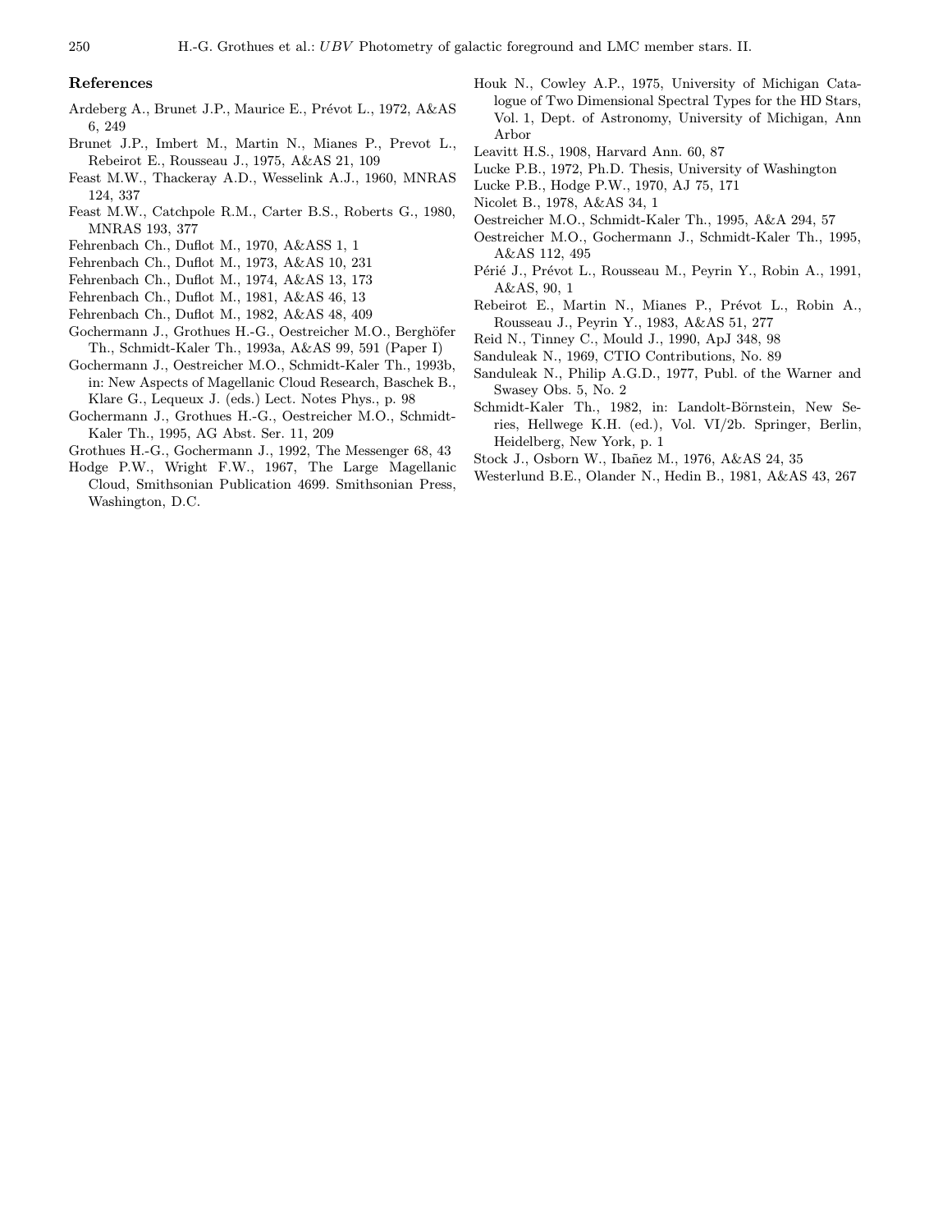## References

Ardeberg A., Brunet J.P., Maurice E., Prévot L., 1972, A&AS 6, 249

Brunet J.P., Imbert M., Martin N., Mianes P., Prevot L., Rebeirot E., Rousseau J., 1975, A&AS 21, 109

Feast M.W., Thackeray A.D., Wesselink A.J., 1960, MNRAS 124, 337

Feast M.W., Catchpole R.M., Carter B.S., Roberts G., 1980, MNRAS 193, 377

Fehrenbach Ch., Duflot M., 1970, A&ASS 1, 1

Fehrenbach Ch., Duflot M., 1973, A&AS 10, 231

Fehrenbach Ch., Duflot M., 1974, A&AS 13, 173

Fehrenbach Ch., Duflot M., 1981, A&AS 46, 13

Fehrenbach Ch., Duflot M., 1982, A&AS 48, 409

Gochermann J., Grothues H.-G., Oestreicher M.O., Berghöfer Th., Schmidt-Kaler Th., 1993a, A&AS 99, 591 (Paper I)

Gochermann J., Oestreicher M.O., Schmidt-Kaler Th., 1993b, in: New Aspects of Magellanic Cloud Research, Baschek B., Klare G., Lequeux J. (eds.) Lect. Notes Phys., p. 98

Gochermann J., Grothues H.-G., Oestreicher M.O., Schmidt-Kaler Th., 1995, AG Abst. Ser. 11, 209

Grothues H.-G., Gochermann J., 1992, The Messenger 68, 43

Hodge P.W., Wright F.W., 1967, The Large Magellanic Cloud, Smithsonian Publication 4699. Smithsonian Press, Washington, D.C.

Houk N., Cowley A.P., 1975, University of Michigan Catalogue of Two Dimensional Spectral Types for the HD Stars, Vol. 1, Dept. of Astronomy, University of Michigan, Ann Arbor

Leavitt H.S., 1908, Harvard Ann. 60, 87

Lucke P.B., 1972, Ph.D. Thesis, University of Washington

Lucke P.B., Hodge P.W., 1970, AJ 75, 171

Nicolet B., 1978, A&AS 34, 1

Oestreicher M.O., Schmidt-Kaler Th., 1995, A&A 294, 57

Oestreicher M.O., Gochermann J., Schmidt-Kaler Th., 1995, A&AS 112, 495

Périé J., Prévot L., Rousseau M., Peyrin Y., Robin A., 1991, A&AS, 90, 1

Rebeirot E., Martin N., Mianes P., Prévot L., Robin A., Rousseau J., Peyrin Y., 1983, A&AS 51, 277

Reid N., Tinney C., Mould J., 1990, ApJ 348, 98

Sanduleak N., 1969, CTIO Contributions, No. 89

Sanduleak N., Philip A.G.D., 1977, Publ. of the Warner and Swasey Obs. 5, No. 2

Schmidt-Kaler Th., 1982, in: Landolt-Börnstein, New Series, Hellwege K.H. (ed.), Vol. VI/2b. Springer, Berlin, Heidelberg, New York, p. 1

Stock J., Osborn W., Ibañez M., 1976, A&AS 24, 35

Westerlund B.E., Olander N., Hedin B., 1981, A&AS 43, 267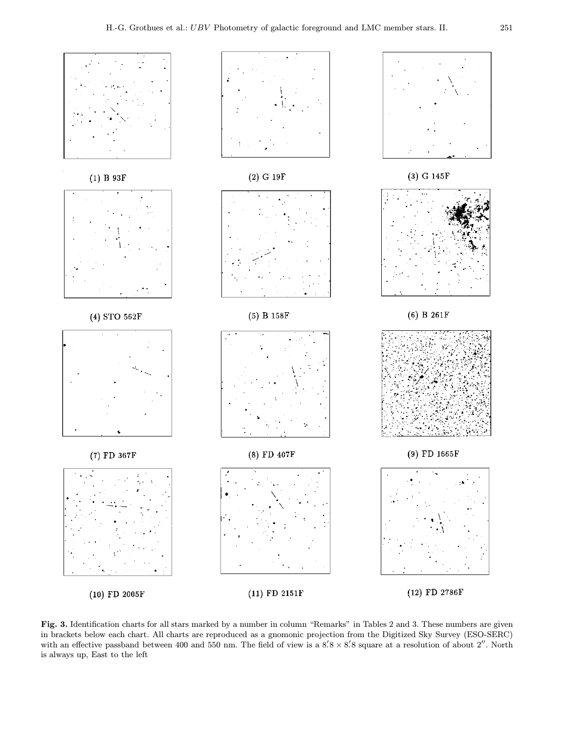(1) B 93F

(2) G 19F

(3) G 145F

(4) STO 562F

(5) B 158F

(6) B 261F

(7) FD 367F

(8) FD 407F

(9) FD 1665F

(10) FD 2005F

(11) FD 2151F

(12) FD 2786F

**Fig. 3.** Identification charts for all stars marked by a number in column "Remarks" in Tables 2 and 3. These numbers are given in brackets below each chart. All charts are reproduced as a gnomonic projection from the Digitized Sky Survey (ESO-SERC) with an effective passband between 400 and 550 nm. The field of view is a $8\overset{'}{.}8 \times 8\overset{'}{.}8$ square at a resolution of about $2''$. North is always up, East to the left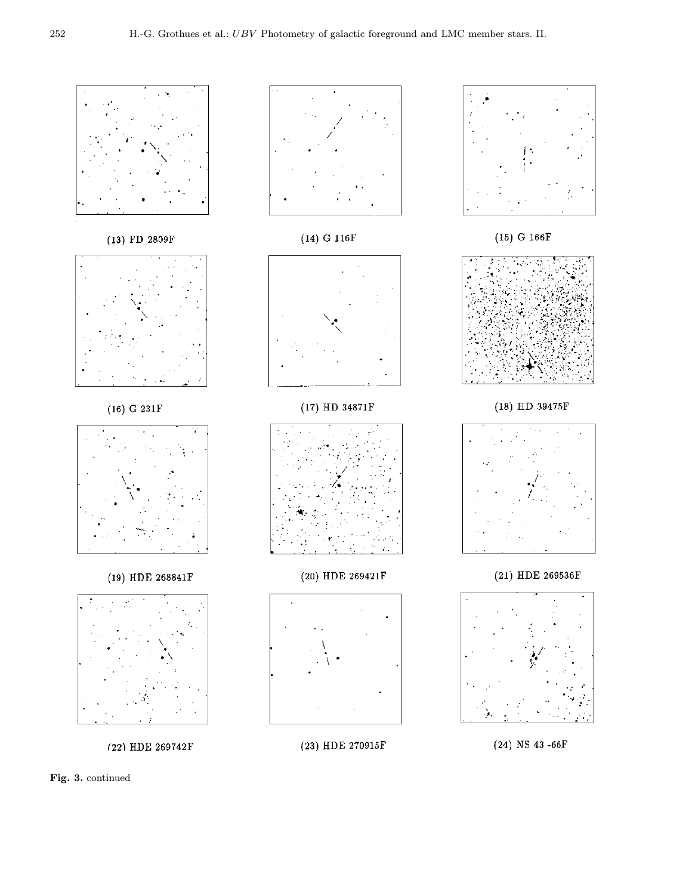(13) FD 2809F

(14) G 116F

(15) G 166F

(16) G 231F

(17) HD 34871F

(18) HD 39475F

(19) HDE 268841F

(20) HDE 269421F

(21) HDE 269536F

(22) HDE 269742F

(23) HDE 270915F

(24) NS 43 -66F

**Fig. 3.** continued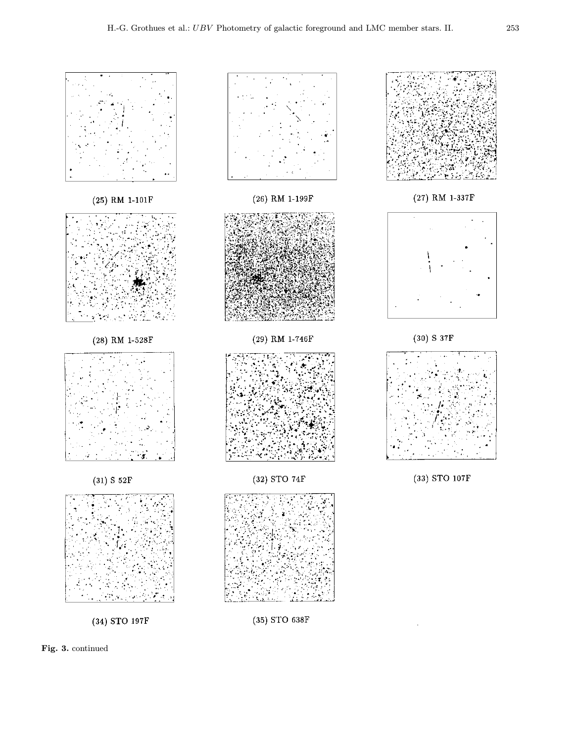(25) RM 1-101F

(26) RM 1-199F

(27) RM 1-337F

(28) RM 1-528F

(29) RM 1-746F

(30) S 37F

(31) S 52F

(32) STO 74F

(33) STO 107F

(34) STO 197F

(35) STO 638F

**Fig. 3.** continued